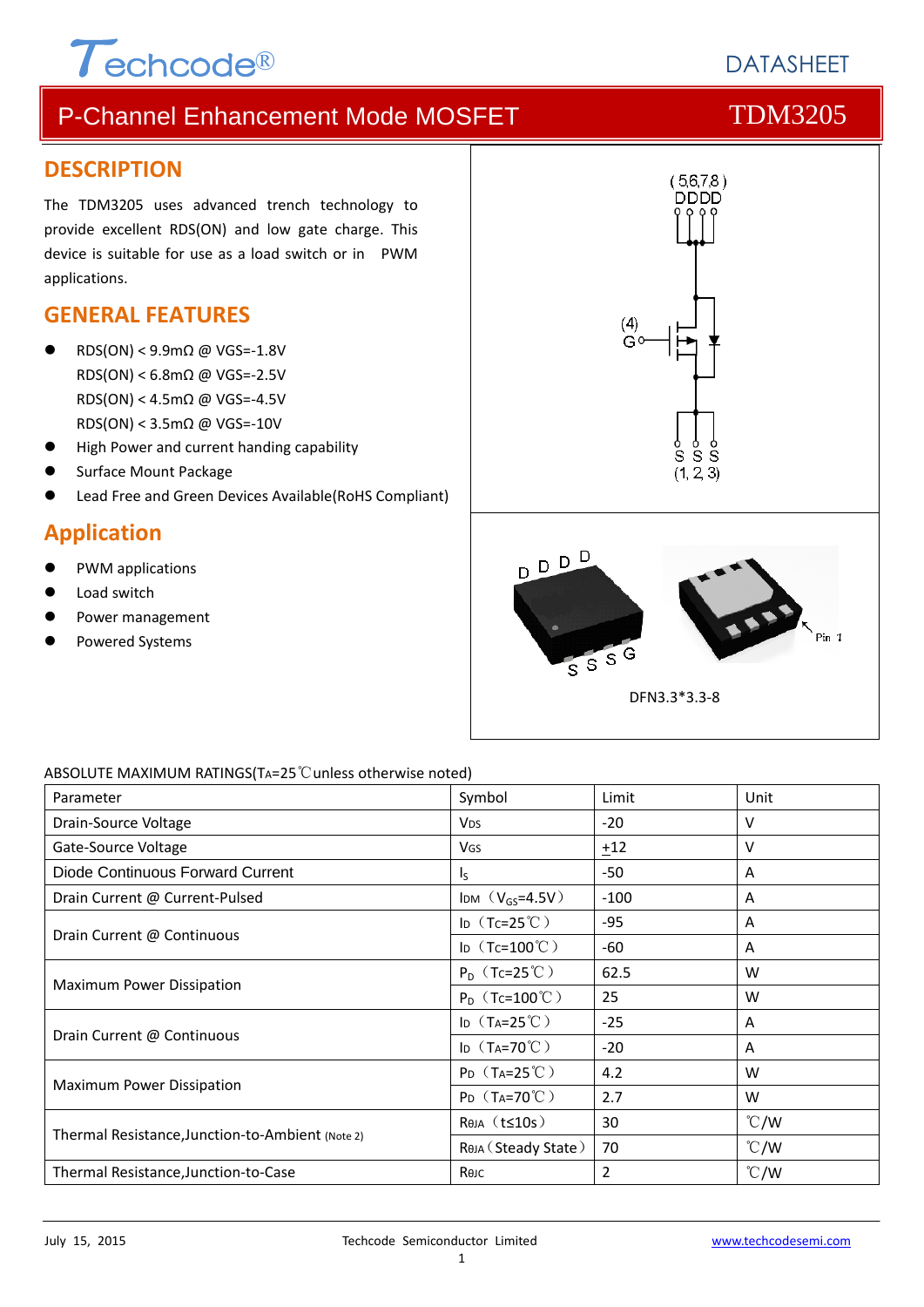# P-Channel Enhancement Mode MOSFET — TDM3205

## DESCRIPTION

The TDM3205 uses advanced trench technology to provide excellent RDS(ON) and low gate charge. This device is suitable for use as a load switch or in PWM applications.

## GENERAL FEATURES

- RDS(ON) < 9.9mΩ @ VGS=-1.8V
  RDS(ON) < 6.8mΩ @ VGS=-2.5V
  RDS(ON) < 4.5mΩ @ VGS=-4.5V
  RDS(ON) < 3.5mΩ @ VGS=-10V
- High Power and current handing capability
- Surface Mount Package
- Lead Free and Green Devices Available(RoHS Compliant)

## Application

- PWM applications
- Load switch
- Power management
- Powered Systems

DFN3.3*3.3-8

ABSOLUTE MAXIMUM RATINGS($T_A$=25℃unless otherwise noted)

| Parameter | Symbol | Limit | Unit |
|---|---|---|---|
| Drain-Source Voltage | $V_{DS}$ | -20 | V |
| Gate-Source Voltage | $V_{GS}$ | ±12 | V |
| Diode Continuous Forward Current | $I_S$ | -50 | A |
| Drain Current @ Current-Pulsed | $I_{DM}$ ($V_{GS}$=4.5V) | -100 | A |
| Drain Current @ Continuous | $I_D$ ($T_C$=25℃) | -95 | A |
| | $I_D$ ($T_C$=100℃) | -60 | A |
| Maximum Power Dissipation | $P_D$ ($T_C$=25℃) | 62.5 | W |
| | $P_D$ ($T_C$=100℃) | 25 | W |
| Drain Current @ Continuous | $I_D$ ($T_A$=25℃) | -25 | A |
| | $I_D$ ($T_A$=70℃) | -20 | A |
| Maximum Power Dissipation | $P_D$ ($T_A$=25℃) | 4.2 | W |
| | $P_D$ ($T_A$=70℃) | 2.7 | W |
| Thermal Resistance,Junction-to-Ambient (Note 2) | $R_{\theta JA}$ (t≤10s) | 30 | ℃/W |
| | $R_{\theta JA}$ (Steady State) | 70 | ℃/W |
| Thermal Resistance,Junction-to-Case | $R_{\theta JC}$ | 2 | ℃/W |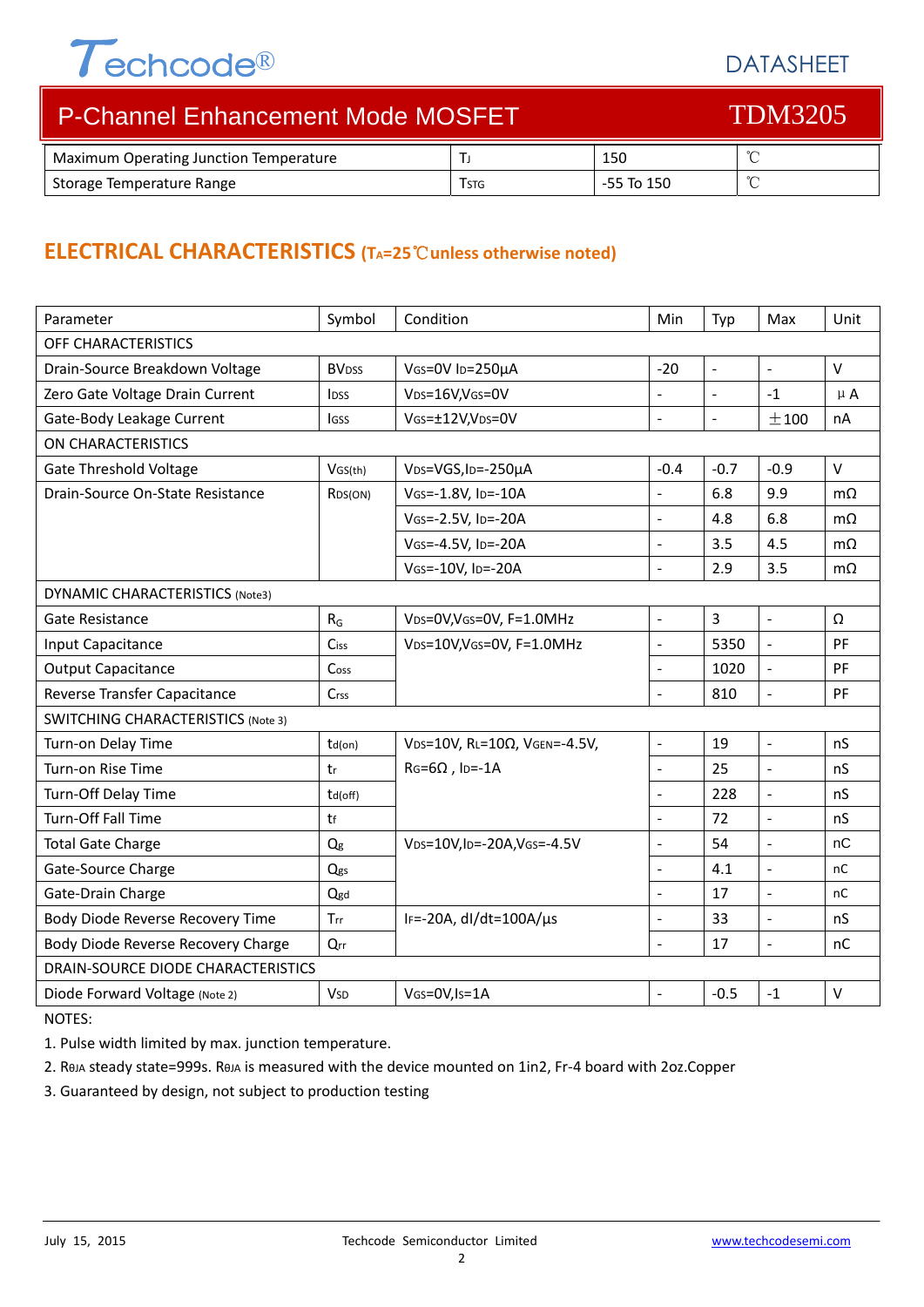## P-Channel Enhancement Mode MOSFET — TDM3205

| Maximum Operating Junction Temperature | $T_J$ | 150 | ℃ |
|---|---|---|---|
| Storage Temperature Range | $T_{STG}$ | -55 To 150 | ℃ |

## ELECTRICAL CHARACTERISTICS ($T_A$=25℃unless otherwise noted)

| Parameter | Symbol | Condition | Min | Typ | Max | Unit |
|---|---|---|---|---|---|---|
| OFF CHARACTERISTICS | | | | | | |
| Drain-Source Breakdown Voltage | $BV_{DSS}$ | $V_{GS}$=0V $I_D$=250µA | -20 | - | - | V |
| Zero Gate Voltage Drain Current | $I_{DSS}$ | $V_{DS}$=16V,$V_{GS}$=0V | - | - | -1 | µA |
| Gate-Body Leakage Current | $I_{GSS}$ | $V_{GS}$=±12V,$V_{DS}$=0V | - | - | ±100 | nA |
| ON CHARACTERISTICS | | | | | | |
| Gate Threshold Voltage | $V_{GS(th)}$ | $V_{DS}$=VGS,$I_D$=-250µA | -0.4 | -0.7 | -0.9 | V |
| Drain-Source On-State Resistance | $R_{DS(ON)}$ | $V_{GS}$=-1.8V, $I_D$=-10A | - | 6.8 | 9.9 | mΩ |
| | | $V_{GS}$=-2.5V, $I_D$=-20A | - | 4.8 | 6.8 | mΩ |
| | | $V_{GS}$=-4.5V, $I_D$=-20A | - | 3.5 | 4.5 | mΩ |
| | | $V_{GS}$=-10V, $I_D$=-20A | - | 2.9 | 3.5 | mΩ |
| DYNAMIC CHARACTERISTICS (Note3) | | | | | | |
| Gate Resistance | $R_G$ | $V_{DS}$=0V,$V_{GS}$=0V, F=1.0MHz | - | 3 | - | Ω |
| Input Capacitance | $C_{iss}$ | $V_{DS}$=10V,$V_{GS}$=0V, F=1.0MHz | - | 5350 | - | PF |
| Output Capacitance | $C_{oss}$ | | - | 1020 | - | PF |
| Reverse Transfer Capacitance | $C_{rss}$ | | - | 810 | - | PF |
| SWITCHING CHARACTERISTICS (Note 3) | | | | | | |
| Turn-on Delay Time | $t_{d(on)}$ | $V_{DS}$=10V, $R_L$=10Ω, $V_{GEN}$=-4.5V, $R_G$=6Ω , $I_D$=-1A | - | 19 | - | nS |
| Turn-on Rise Time | $t_r$ | | - | 25 | - | nS |
| Turn-Off Delay Time | $t_{d(off)}$ | | - | 228 | - | nS |
| Turn-Off Fall Time | $t_f$ | | - | 72 | - | nS |
| Total Gate Charge | $Q_g$ | $V_{DS}$=10V,$I_D$=-20A,$V_{GS}$=-4.5V | - | 54 | - | nC |
| Gate-Source Charge | $Q_{gs}$ | | - | 4.1 | - | nC |
| Gate-Drain Charge | $Q_{gd}$ | | - | 17 | - | nC |
| Body Diode Reverse Recovery Time | $T_{rr}$ | $I_F$=-20A, dI/dt=100A/µs | - | 33 | - | nS |
| Body Diode Reverse Recovery Charge | $Q_{rr}$ | | - | 17 | - | nC |
| DRAIN-SOURCE DIODE CHARACTERISTICS | | | | | | |
| Diode Forward Voltage (Note 2) | $V_{SD}$ | $V_{GS}$=0V,$I_S$=1A | - | -0.5 | -1 | V |

NOTES:

1. Pulse width limited by max. junction temperature.
2. $R_{\theta JA}$ steady state=999s. $R_{\theta JA}$ is measured with the device mounted on 1in2, Fr-4 board with 2oz.Copper
3. Guaranteed by design, not subject to production testing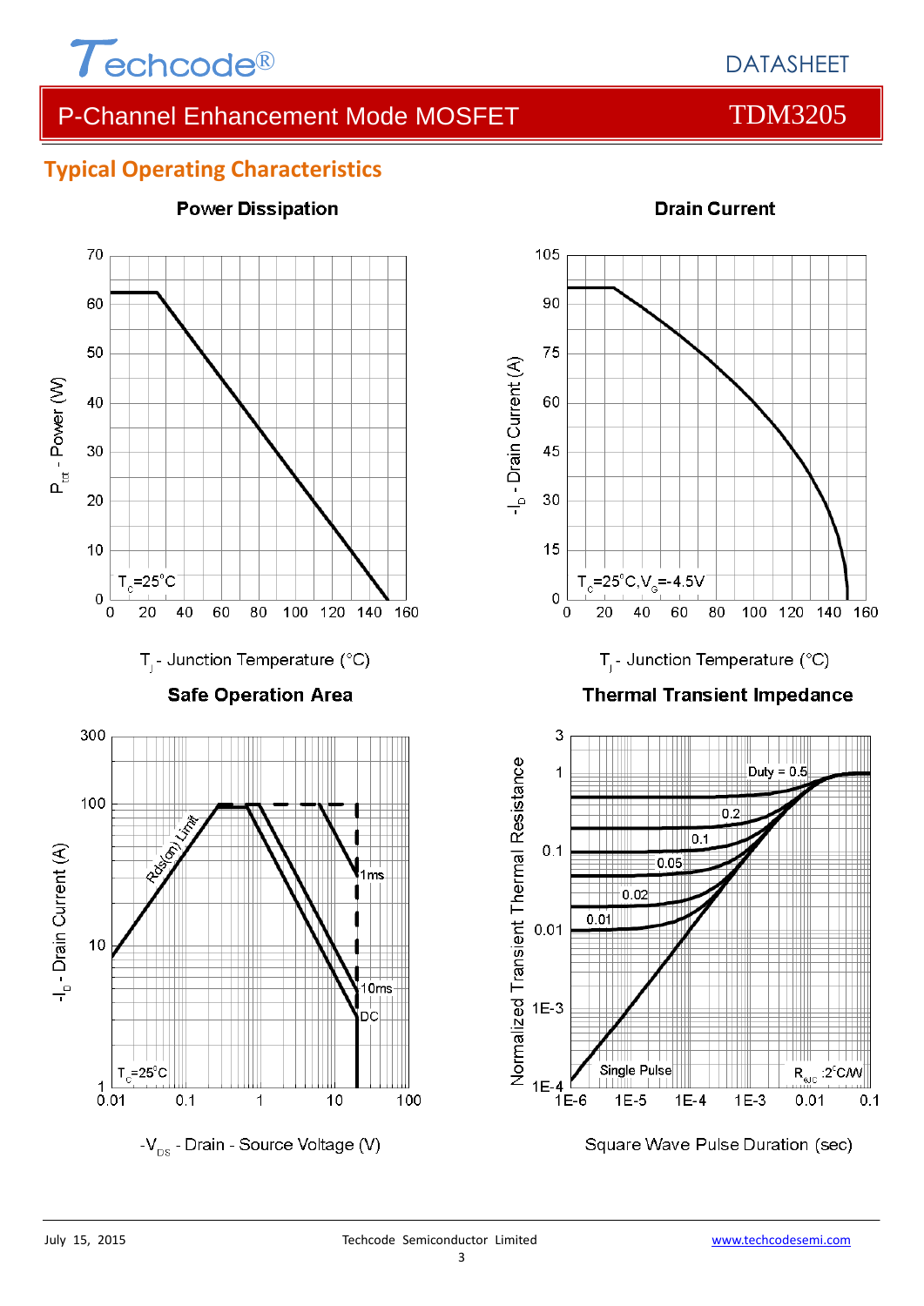## Typical Operating Characteristics

**Power Dissipation**

$P_{tot}$ - Power (W)

$T_C$=25°C

$T_j$ - Junction Temperature (°C)

**Drain Current**

$-I_D$ - Drain Current (A)

$T_C$=25°C, $V_G$=-4.5V

$T_j$ - Junction Temperature (°C)

**Safe Operation Area**

$-I_D$ - Drain Current (A)

Rds(on) Limit

1ms

10ms

DC

$T_C$=25°C

$-V_{DS}$ - Drain - Source Voltage (V)

**Thermal Transient Impedance**

Normalized Transient Thermal Resistance

Duty = 0.5

0.2

0.1

0.05

0.02

0.01

Single Pulse

$R_{\theta JC}$ :2°C/W

Square Wave Pulse Duration (sec)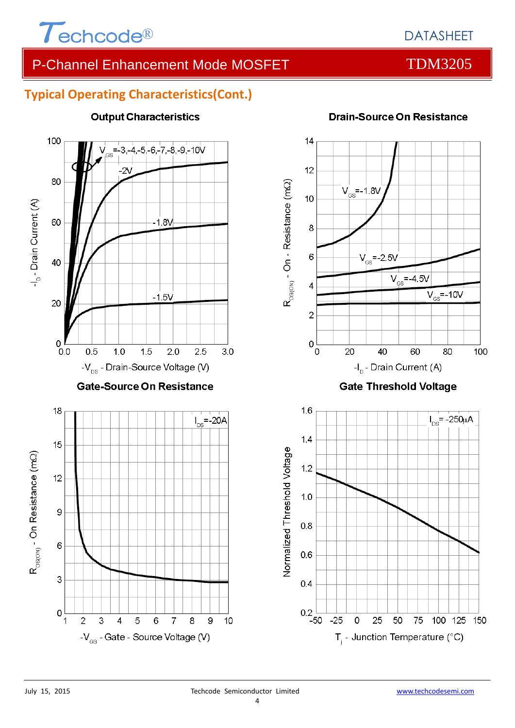## Typical Operating Characteristics(Cont.)

**Output Characteristics**

$V_{GS}$=-3,-4,-5,-6,-7,-8,-9,-10V

-2V

-1.8V

-1.5V

$-I_D$ - Drain Current (A)

$-V_{DS}$ - Drain-Source Voltage (V)

**Drain-Source On Resistance**

$V_{GS}$=-1.8V

$V_{GS}$=-2.5V

$V_{GS}$=-4.5V

$V_{GS}$=-10V

$R_{DS(ON)}$ - On - Resistance (mΩ)

$-I_D$ - Drain Current (A)

**Gate-Source On Resistance**

$I_{DS}$=-20A

$R_{DS(ON)}$ - On Resistance (mΩ)

$-V_{GS}$ - Gate - Source Voltage (V)

**Gate Threshold Voltage**

$I_{DS}$= -250μA

Normalized Threshold Voltage

$T_j$ - Junction Temperature (°C)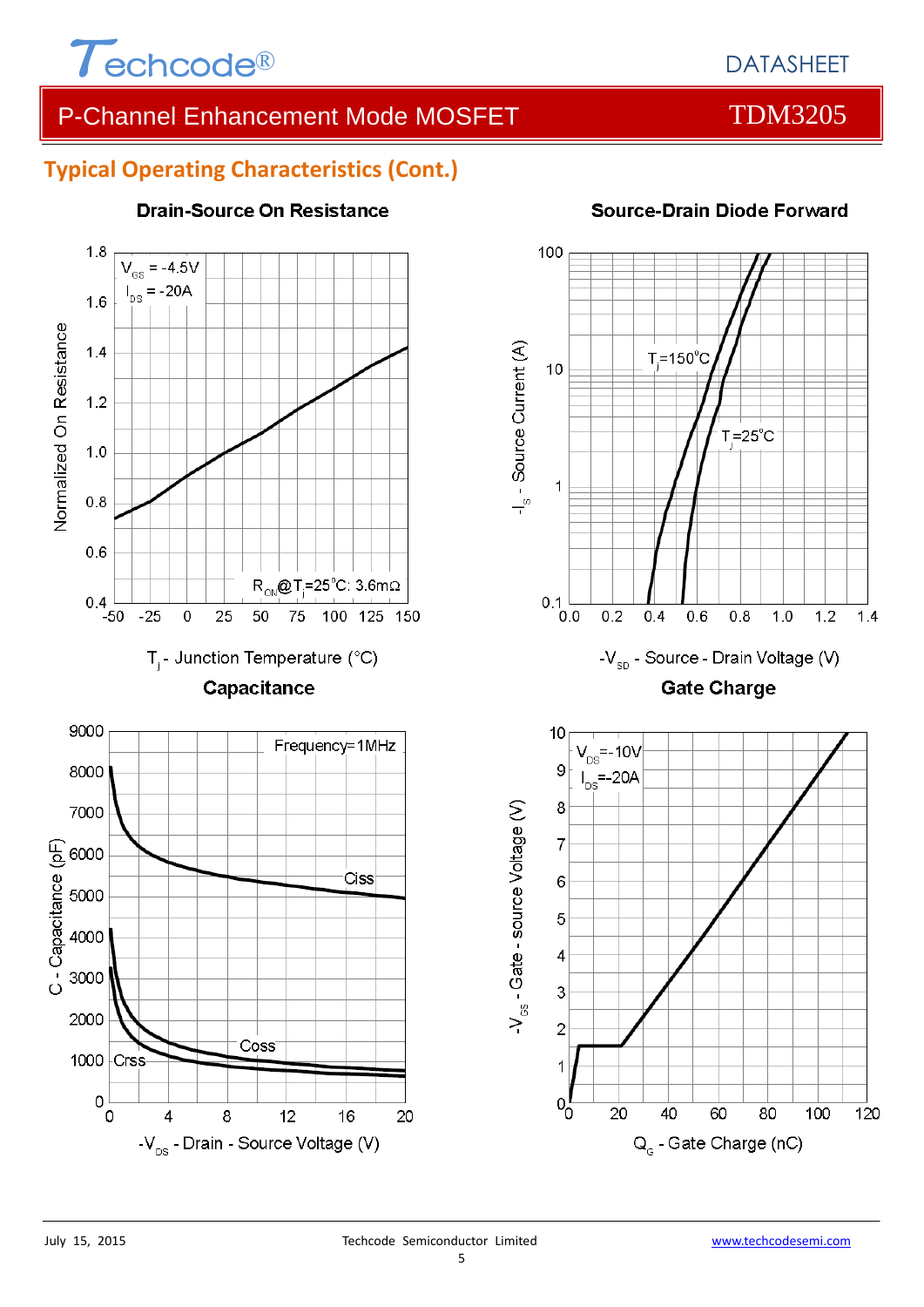## Typical Operating Characteristics (Cont.)

**Drain-Source On Resistance**

$V_{GS}$ = -4.5V
$I_{DS}$ = -20A

$R_{ON}$@$T_j$=25°C: 3.6mΩ

Normalized On Resistance

$T_j$ - Junction Temperature (°C)

**Source-Drain Diode Forward**

$T_j$=150°C
$T_j$=25°C

$-I_S$ - Source Current (A)

$-V_{SD}$ - Source - Drain Voltage (V)

**Capacitance**

Frequency=1MHz

Ciss
Coss
Crss

C - Capacitance (pF)

$-V_{DS}$ - Drain - Source Voltage (V)

**Gate Charge**

$V_{DS}$=-10V
$I_{DS}$=-20A

$-V_{GS}$ - Gate - source Voltage (V)

$Q_G$ - Gate Charge (nC)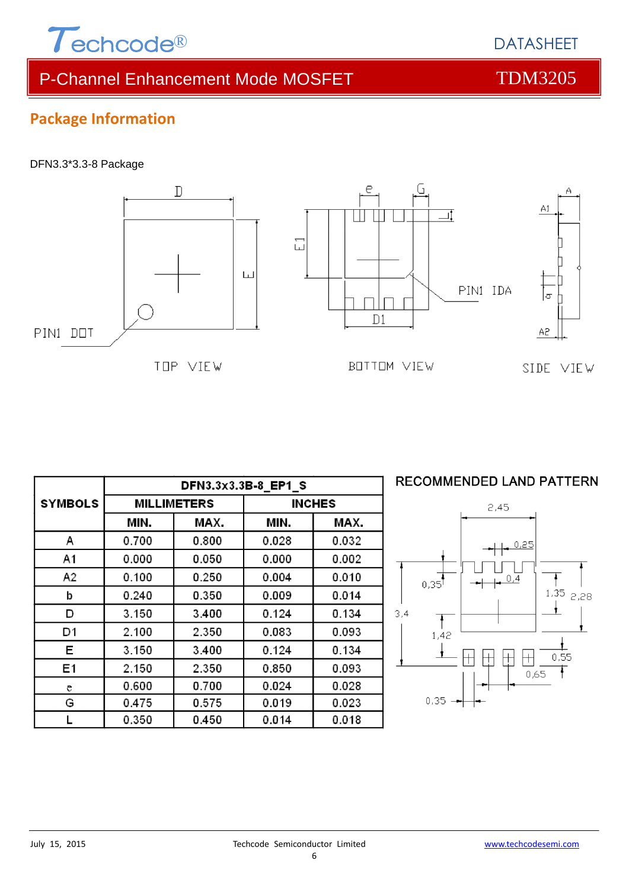## Package Information

DFN3.3*3.3-8 Package

| SYMBOLS | DFN3.3x3.3B-8_EP1_S | | | |
|---|---|---|---|---|
| | MILLIMETERS | | INCHES | |
| | MIN. | MAX. | MIN. | MAX. |
| A | 0.700 | 0.800 | 0.028 | 0.032 |
| A1 | 0.000 | 0.050 | 0.000 | 0.002 |
| A2 | 0.100 | 0.250 | 0.004 | 0.010 |
| b | 0.240 | 0.350 | 0.009 | 0.014 |
| D | 3.150 | 3.400 | 0.124 | 0.134 |
| D1 | 2.100 | 2.350 | 0.083 | 0.093 |
| E | 3.150 | 3.400 | 0.124 | 0.134 |
| E1 | 2.150 | 2.350 | 0.850 | 0.093 |
| e | 0.600 | 0.700 | 0.024 | 0.028 |
| G | 0.475 | 0.575 | 0.019 | 0.023 |
| L | 0.350 | 0.450 | 0.014 | 0.018 |

RECOMMENDED LAND PATTERN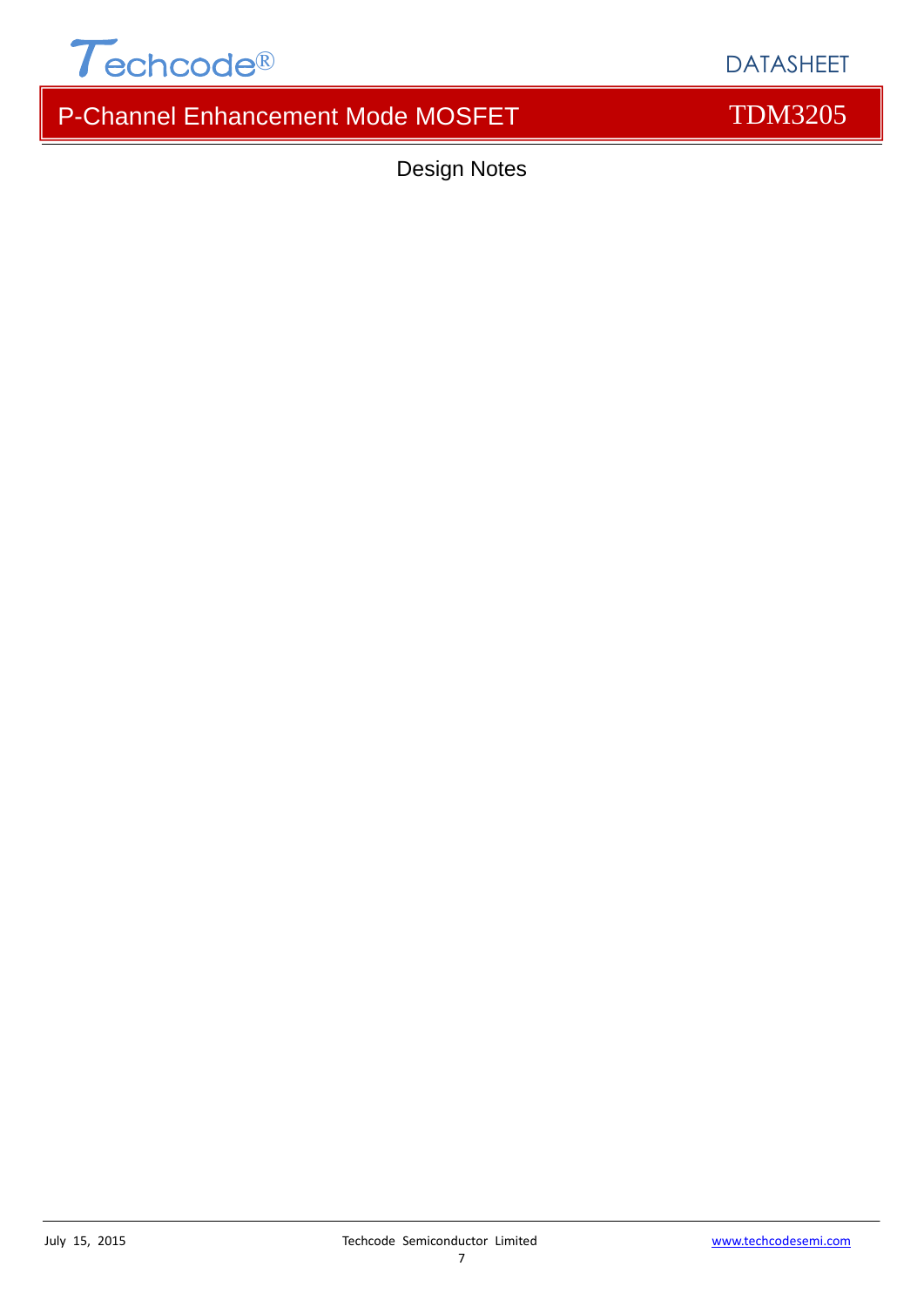Design Notes